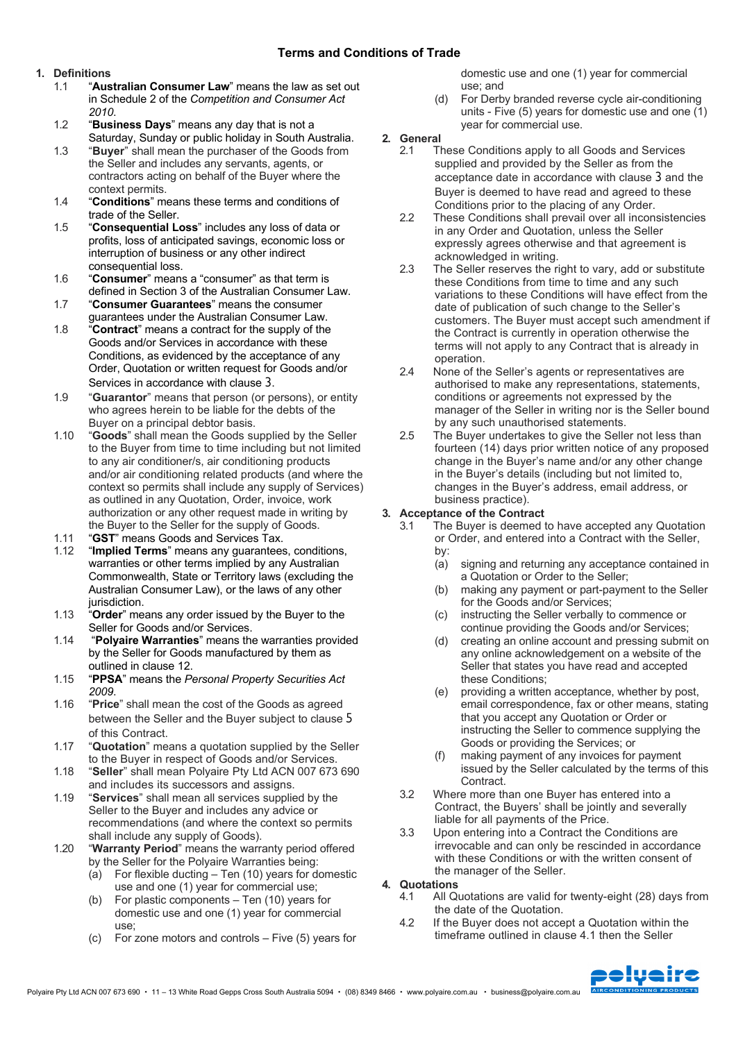# Terms and Conditions of Trade

## 1. Definitions

1.1 "**Australian Consumer Law**" means the law as set out in Schedule 2 of the *Competition and Consumer Act 2010*.

1.2 "**Business Days**" means any day that is not a Saturday, Sunday or public holiday in South Australia.

1.3 "**Buyer**" shall mean the purchaser of the Goods from the Seller and includes any servants, agents, or contractors acting on behalf of the Buyer where the context permits.

1.4 "**Conditions**" means these terms and conditions of trade of the Seller.

1.5 "**Consequential Loss**" includes any loss of data or profits, loss of anticipated savings, economic loss or interruption of business or any other indirect consequential loss.

1.6 "**Consumer**" means a "consumer" as that term is defined in Section 3 of the Australian Consumer Law.

1.7 "**Consumer Guarantees**" means the consumer guarantees under the Australian Consumer Law.

1.8 "**Contract**" means a contract for the supply of the Goods and/or Services in accordance with these Conditions, as evidenced by the acceptance of any Order, Quotation or written request for Goods and/or Services in accordance with clause 3.

1.9 "**Guarantor**" means that person (or persons), or entity who agrees herein to be liable for the debts of the Buyer on a principal debtor basis.

1.10 "**Goods**" shall mean the Goods supplied by the Seller to the Buyer from time to time including but not limited to any air conditioner/s, air conditioning products and/or air conditioning related products (and where the context so permits shall include any supply of Services) as outlined in any Quotation, Order, invoice, work authorization or any other request made in writing by the Buyer to the Seller for the supply of Goods.

1.11 "**GST**" means Goods and Services Tax.

1.12 "**Implied Terms**" means any guarantees, conditions, warranties or other terms implied by any Australian Commonwealth, State or Territory laws (excluding the Australian Consumer Law), or the laws of any other jurisdiction.

1.13 "**Order**" means any order issued by the Buyer to the Seller for Goods and/or Services.

1.14 "**Polyaire Warranties**" means the warranties provided by the Seller for Goods manufactured by them as outlined in clause 12.

1.15 "**PPSA**" means the *Personal Property Securities Act 2009*.

1.16 "**Price**" shall mean the cost of the Goods as agreed between the Seller and the Buyer subject to clause 5 of this Contract.

1.17 "**Quotation**" means a quotation supplied by the Seller to the Buyer in respect of Goods and/or Services.

1.18 "**Seller**" shall mean Polyaire Pty Ltd ACN 007 673 690 and includes its successors and assigns.

1.19 "**Services**" shall mean all services supplied by the Seller to the Buyer and includes any advice or recommendations (and where the context so permits shall include any supply of Goods).

1.20 "**Warranty Period**" means the warranty period offered by the Seller for the Polyaire Warranties being:

- (a) For flexible ducting – Ten (10) years for domestic use and one (1) year for commercial use;
- (b) For plastic components – Ten (10) years for domestic use and one (1) year for commercial use;
- (c) For zone motors and controls – Five (5) years for domestic use and one (1) year for commercial use; and
- (d) For Derby branded reverse cycle air-conditioning units - Five (5) years for domestic use and one (1) year for commercial use.

## 2. General

2.1 These Conditions apply to all Goods and Services supplied and provided by the Seller as from the acceptance date in accordance with clause 3 and the Buyer is deemed to have read and agreed to these Conditions prior to the placing of any Order.

2.2 These Conditions shall prevail over all inconsistencies in any Order and Quotation, unless the Seller expressly agrees otherwise and that agreement is acknowledged in writing.

2.3 The Seller reserves the right to vary, add or substitute these Conditions from time to time and any such variations to these Conditions will have effect from the date of publication of such change to the Seller's customers. The Buyer must accept such amendment if the Contract is currently in operation otherwise the terms will not apply to any Contract that is already in operation.

2.4 None of the Seller's agents or representatives are authorised to make any representations, statements, conditions or agreements not expressed by the manager of the Seller in writing nor is the Seller bound by any such unauthorised statements.

2.5 The Buyer undertakes to give the Seller not less than fourteen (14) days prior written notice of any proposed change in the Buyer's name and/or any other change in the Buyer's details (including but not limited to, changes in the Buyer's address, email address, or business practice).

## 3. Acceptance of the Contract

3.1 The Buyer is deemed to have accepted any Quotation or Order, and entered into a Contract with the Seller, by:

- (a) signing and returning any acceptance contained in a Quotation or Order to the Seller;
- (b) making any payment or part-payment to the Seller for the Goods and/or Services;
- (c) instructing the Seller verbally to commence or continue providing the Goods and/or Services;
- (d) creating an online account and pressing submit on any online acknowledgement on a website of the Seller that states you have read and accepted these Conditions;
- (e) providing a written acceptance, whether by post, email correspondence, fax or other means, stating that you accept any Quotation or Order or instructing the Seller to commence supplying the Goods or providing the Services; or
- (f) making payment of any invoices for payment issued by the Seller calculated by the terms of this Contract.

3.2 Where more than one Buyer has entered into a Contract, the Buyers' shall be jointly and severally liable for all payments of the Price.

3.3 Upon entering into a Contract the Conditions are irrevocable and can only be rescinded in accordance with these Conditions or with the written consent of the manager of the Seller.

## 4. Quotations

4.1 All Quotations are valid for twenty-eight (28) days from the date of the Quotation.

4.2 If the Buyer does not accept a Quotation within the timeframe outlined in clause 4.1 then the Seller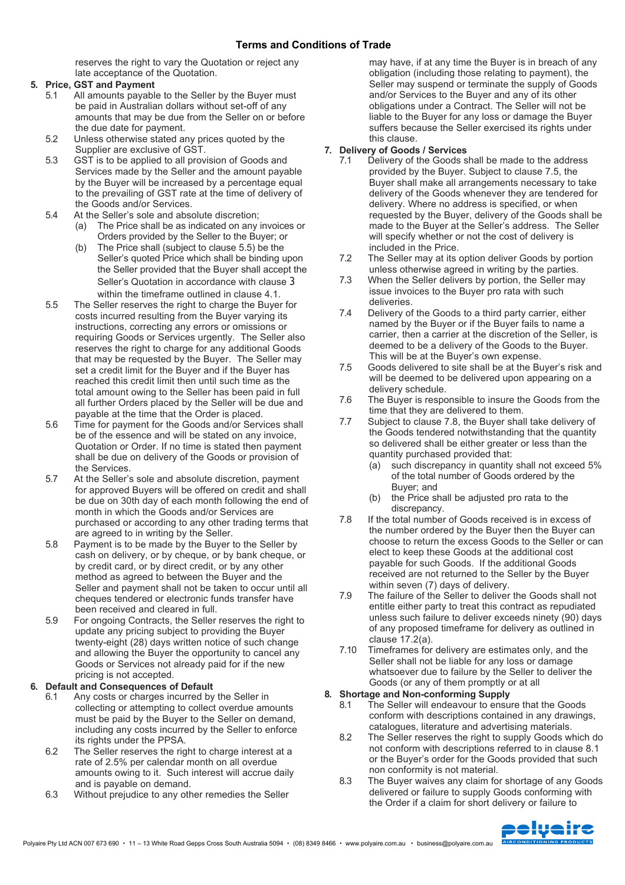reserves the right to vary the Quotation or reject any late acceptance of the Quotation.

## 5. Price, GST and Payment

5.1 All amounts payable to the Seller by the Buyer must be paid in Australian dollars without set-off of any amounts that may be due from the Seller on or before the due date for payment.

5.2 Unless otherwise stated any prices quoted by the Supplier are exclusive of GST.

5.3 GST is to be applied to all provision of Goods and Services made by the Seller and the amount payable by the Buyer will be increased by a percentage equal to the prevailing of GST rate at the time of delivery of the Goods and/or Services.

5.4 At the Seller's sole and absolute discretion;

(a) The Price shall be as indicated on any invoices or Orders provided by the Seller to the Buyer; or

(b) The Price shall (subject to clause 5.5) be the Seller's quoted Price which shall be binding upon the Seller provided that the Buyer shall accept the Seller's Quotation in accordance with clause 3 within the timeframe outlined in clause 4.1.

5.5 The Seller reserves the right to charge the Buyer for costs incurred resulting from the Buyer varying its instructions, correcting any errors or omissions or requiring Goods or Services urgently. The Seller also reserves the right to charge for any additional Goods that may be requested by the Buyer. The Seller may set a credit limit for the Buyer and if the Buyer has reached this credit limit then until such time as the total amount owing to the Seller has been paid in full all further Orders placed by the Seller will be due and payable at the time that the Order is placed.

5.6 Time for payment for the Goods and/or Services shall be of the essence and will be stated on any invoice, Quotation or Order. If no time is stated then payment shall be due on delivery of the Goods or provision of the Services.

5.7 At the Seller's sole and absolute discretion, payment for approved Buyers will be offered on credit and shall be due on 30th day of each month following the end of month in which the Goods and/or Services are purchased or according to any other trading terms that are agreed to in writing by the Seller.

5.8 Payment is to be made by the Buyer to the Seller by cash on delivery, or by cheque, or by bank cheque, or by credit card, or by direct credit, or by any other method as agreed to between the Buyer and the Seller and payment shall not be taken to occur until all cheques tendered or electronic funds transfer have been received and cleared in full.

5.9 For ongoing Contracts, the Seller reserves the right to update any pricing subject to providing the Buyer twenty-eight (28) days written notice of such change and allowing the Buyer the opportunity to cancel any Goods or Services not already paid for if the new pricing is not accepted.

## 6. Default and Consequences of Default

6.1 Any costs or charges incurred by the Seller in collecting or attempting to collect overdue amounts must be paid by the Buyer to the Seller on demand, including any costs incurred by the Seller to enforce its rights under the PPSA.

6.2 The Seller reserves the right to charge interest at a rate of 2.5% per calendar month on all overdue amounts owing to it. Such interest will accrue daily and is payable on demand.

6.3 Without prejudice to any other remedies the Seller may have, if at any time the Buyer is in breach of any obligation (including those relating to payment), the Seller may suspend or terminate the supply of Goods and/or Services to the Buyer and any of its other obligations under a Contract. The Seller will not be liable to the Buyer for any loss or damage the Buyer suffers because the Seller exercised its rights under this clause.

## 7. Delivery of Goods / Services

7.1 Delivery of the Goods shall be made to the address provided by the Buyer. Subject to clause 7.5, the Buyer shall make all arrangements necessary to take delivery of the Goods whenever they are tendered for delivery. Where no address is specified, or when requested by the Buyer, delivery of the Goods shall be made to the Buyer at the Seller's address. The Seller will specify whether or not the cost of delivery is included in the Price.

7.2 The Seller may at its option deliver Goods by portion unless otherwise agreed in writing by the parties.

7.3 When the Seller delivers by portion, the Seller may issue invoices to the Buyer pro rata with such deliveries.

7.4 Delivery of the Goods to a third party carrier, either named by the Buyer or if the Buyer fails to name a carrier, then a carrier at the discretion of the Seller, is deemed to be a delivery of the Goods to the Buyer. This will be at the Buyer's own expense.

7.5 Goods delivered to site shall be at the Buyer's risk and will be deemed to be delivered upon appearing on a delivery schedule.

7.6 The Buyer is responsible to insure the Goods from the time that they are delivered to them.

7.7 Subject to clause 7.8, the Buyer shall take delivery of the Goods tendered notwithstanding that the quantity so delivered shall be either greater or less than the quantity purchased provided that:

(a) such discrepancy in quantity shall not exceed 5% of the total number of Goods ordered by the Buyer; and

(b) the Price shall be adjusted pro rata to the discrepancy.

7.8 If the total number of Goods received is in excess of the number ordered by the Buyer then the Buyer can choose to return the excess Goods to the Seller or can elect to keep these Goods at the additional cost payable for such Goods. If the additional Goods received are not returned to the Seller by the Buyer within seven (7) days of delivery.

7.9 The failure of the Seller to deliver the Goods shall not entitle either party to treat this contract as repudiated unless such failure to deliver exceeds ninety (90) days of any proposed timeframe for delivery as outlined in clause 17.2(a).

7.10 Timeframes for delivery are estimates only, and the Seller shall not be liable for any loss or damage whatsoever due to failure by the Seller to deliver the Goods (or any of them promptly or at all

## 8. Shortage and Non-conforming Supply

8.1 The Seller will endeavour to ensure that the Goods conform with descriptions contained in any drawings, catalogues, literature and advertising materials.

8.2 The Seller reserves the right to supply Goods which do not conform with descriptions referred to in clause 8.1 or the Buyer's order for the Goods provided that such non conformity is not material.

8.3 The Buyer waives any claim for shortage of any Goods delivered or failure to supply Goods conforming with the Order if a claim for short delivery or failure to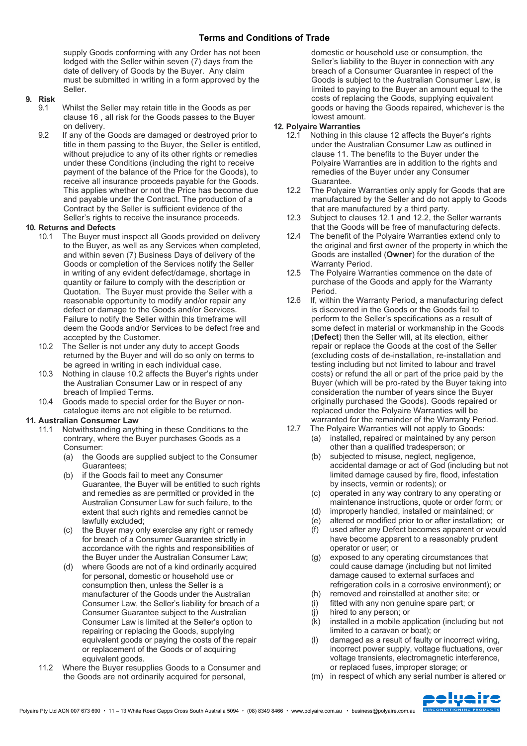supply Goods conforming with any Order has not been lodged with the Seller within seven (7) days from the date of delivery of Goods by the Buyer. Any claim must be submitted in writing in a form approved by the Seller.

**9. Risk**

9.1 Whilst the Seller may retain title in the Goods as per clause 16 , all risk for the Goods passes to the Buyer on delivery.

9.2 If any of the Goods are damaged or destroyed prior to title in them passing to the Buyer, the Seller is entitled, without prejudice to any of its other rights or remedies under these Conditions (including the right to receive payment of the balance of the Price for the Goods), to receive all insurance proceeds payable for the Goods. This applies whether or not the Price has become due and payable under the Contract. The production of a Contract by the Seller is sufficient evidence of the Seller's rights to receive the insurance proceeds.

**10. Returns and Defects**

10.1 The Buyer must inspect all Goods provided on delivery to the Buyer, as well as any Services when completed, and within seven (7) Business Days of delivery of the Goods or completion of the Services notify the Seller in writing of any evident defect/damage, shortage in quantity or failure to comply with the description or Quotation. The Buyer must provide the Seller with a reasonable opportunity to modify and/or repair any defect or damage to the Goods and/or Services. Failure to notify the Seller within this timeframe will deem the Goods and/or Services to be defect free and accepted by the Customer.

10.2 The Seller is not under any duty to accept Goods returned by the Buyer and will do so only on terms to be agreed in writing in each individual case.

10.3 Nothing in clause 10.2 affects the Buyer's rights under the Australian Consumer Law or in respect of any breach of Implied Terms.

10.4 Goods made to special order for the Buyer or non-catalogue items are not eligible to be returned.

**11. Australian Consumer Law**

11.1 Notwithstanding anything in these Conditions to the contrary, where the Buyer purchases Goods as a Consumer:

(a) the Goods are supplied subject to the Consumer Guarantees;

(b) if the Goods fail to meet any Consumer Guarantee, the Buyer will be entitled to such rights and remedies as are permitted or provided in the Australian Consumer Law for such failure, to the extent that such rights and remedies cannot be lawfully excluded;

(c) the Buyer may only exercise any right or remedy for breach of a Consumer Guarantee strictly in accordance with the rights and responsibilities of the Buyer under the Australian Consumer Law;

(d) where Goods are not of a kind ordinarily acquired for personal, domestic or household use or consumption then, unless the Seller is a manufacturer of the Goods under the Australian Consumer Law, the Seller's liability for breach of a Consumer Guarantee subject to the Australian Consumer Law is limited at the Seller's option to repairing or replacing the Goods, supplying equivalent goods or paying the costs of the repair or replacement of the Goods or of acquiring equivalent goods.

11.2 Where the Buyer resupplies Goods to a Consumer and the Goods are not ordinarily acquired for personal, domestic or household use or consumption, the Seller's liability to the Buyer in connection with any breach of a Consumer Guarantee in respect of the Goods is subject to the Australian Consumer Law, is limited to paying to the Buyer an amount equal to the costs of replacing the Goods, supplying equivalent goods or having the Goods repaired, whichever is the lowest amount.

**12. Polyaire Warranties**

12.1 Nothing in this clause 12 affects the Buyer's rights under the Australian Consumer Law as outlined in clause 11. The benefits to the Buyer under the Polyaire Warranties are in addition to the rights and remedies of the Buyer under any Consumer Guarantee.

12.2 The Polyaire Warranties only apply for Goods that are manufactured by the Seller and do not apply to Goods that are manufactured by a third party.

12.3 Subject to clauses 12.1 and 12.2, the Seller warrants that the Goods will be free of manufacturing defects.

12.4 The benefit of the Polyaire Warranties extend only to the original and first owner of the property in which the Goods are installed (**Owner**) for the duration of the Warranty Period.

12.5 The Polyaire Warranties commence on the date of purchase of the Goods and apply for the Warranty Period.

12.6 If, within the Warranty Period, a manufacturing defect is discovered in the Goods or the Goods fail to perform to the Seller's specifications as a result of some defect in material or workmanship in the Goods (**Defect**) then the Seller will, at its election, either repair or replace the Goods at the cost of the Seller (excluding costs of de-installation, re-installation and testing including but not limited to labour and travel costs) or refund the all or part of the price paid by the Buyer (which will be pro-rated by the Buyer taking into consideration the number of years since the Buyer originally purchased the Goods). Goods repaired or replaced under the Polyaire Warranties will be warranted for the remainder of the Warranty Period.

12.7 The Polyaire Warranties will not apply to Goods:

(a) installed, repaired or maintained by any person other than a qualified tradesperson; or

(b) subjected to misuse, neglect, negligence, accidental damage or act of God (including but not limited damage caused by fire, flood, infestation by insects, vermin or rodents); or

(c) operated in any way contrary to any operating or maintenance instructions, quote or order form; or

(d) improperly handled, installed or maintained; or

(e) altered or modified prior to or after installation; or

(f) used after any Defect becomes apparent or would have become apparent to a reasonably prudent operator or user; or

(g) exposed to any operating circumstances that could cause damage (including but not limited damage caused to external surfaces and refrigeration coils in a corrosive environment); or

(h) removed and reinstalled at another site; or

(i) fitted with any non genuine spare part; or

(j) hired to any person; or

(k) installed in a mobile application (including but not limited to a caravan or boat); or

(l) damaged as a result of faulty or incorrect wiring, incorrect power supply, voltage fluctuations, over voltage transients, electromagnetic interference, or replaced fuses, improper storage; or

(m) in respect of which any serial number is altered or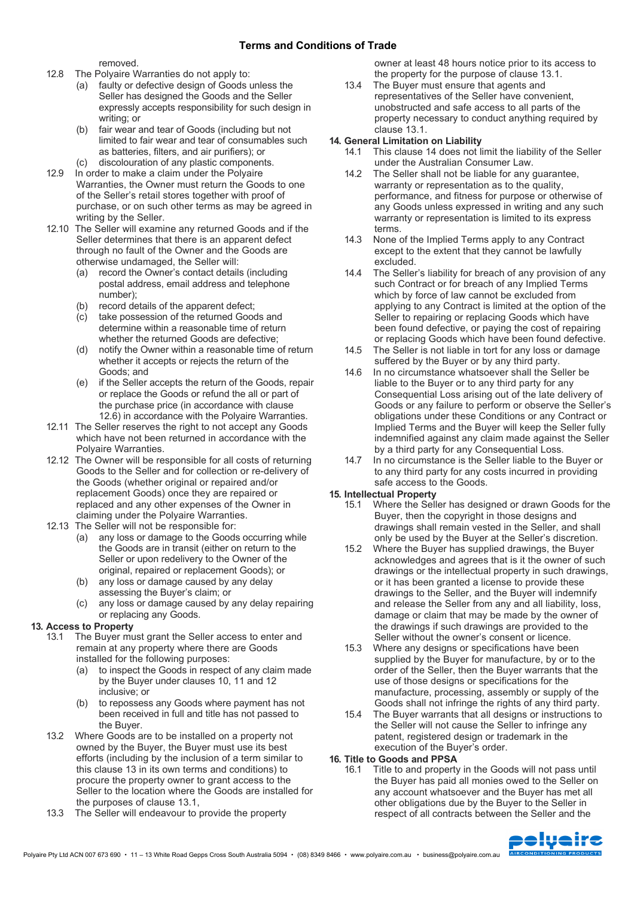removed.

12.8 The Polyaire Warranties do not apply to:
   (a) faulty or defective design of Goods unless the Seller has designed the Goods and the Seller expressly accepts responsibility for such design in writing; or
   (b) fair wear and tear of Goods (including but not limited to fair wear and tear of consumables such as batteries, filters, and air purifiers); or
   (c) discolouration of any plastic components.

12.9 In order to make a claim under the Polyaire Warranties, the Owner must return the Goods to one of the Seller's retail stores together with proof of purchase, or on such other terms as may be agreed in writing by the Seller.

12.10 The Seller will examine any returned Goods and if the Seller determines that there is an apparent defect through no fault of the Owner and the Goods are otherwise undamaged, the Seller will:
   (a) record the Owner's contact details (including postal address, email address and telephone number);
   (b) record details of the apparent defect;
   (c) take possession of the returned Goods and determine within a reasonable time of return whether the returned Goods are defective;
   (d) notify the Owner within a reasonable time of return whether it accepts or rejects the return of the Goods; and
   (e) if the Seller accepts the return of the Goods, repair or replace the Goods or refund the all or part of the purchase price (in accordance with clause 12.6) in accordance with the Polyaire Warranties.

12.11 The Seller reserves the right to not accept any Goods which have not been returned in accordance with the Polyaire Warranties.

12.12 The Owner will be responsible for all costs of returning Goods to the Seller and for collection or re-delivery of the Goods (whether original or repaired and/or replacement Goods) once they are repaired or replaced and any other expenses of the Owner in claiming under the Polyaire Warranties.

12.13 The Seller will not be responsible for:
   (a) any loss or damage to the Goods occurring while the Goods are in transit (either on return to the Seller or upon redelivery to the Owner of the original, repaired or replacement Goods); or
   (b) any loss or damage caused by any delay assessing the Buyer's claim; or
   (c) any loss or damage caused by any delay repairing or replacing any Goods.

## 13. Access to Property

13.1 The Buyer must grant the Seller access to enter and remain at any property where there are Goods installed for the following purposes:
   (a) to inspect the Goods in respect of any claim made by the Buyer under clauses 10, 11 and 12 inclusive; or
   (b) to repossess any Goods where payment has not been received in full and title has not passed to the Buyer.

13.2 Where Goods are to be installed on a property not owned by the Buyer, the Buyer must use its best efforts (including by the inclusion of a term similar to this clause 13 in its own terms and conditions) to procure the property owner to grant access to the Seller to the location where the Goods are installed for the purposes of clause 13.1,

13.3 The Seller will endeavour to provide the property owner at least 48 hours notice prior to its access to the property for the purpose of clause 13.1.

13.4 The Buyer must ensure that agents and representatives of the Seller have convenient, unobstructed and safe access to all parts of the property necessary to conduct anything required by clause 13.1.

## 14. General Limitation on Liability

14.1 This clause 14 does not limit the liability of the Seller under the Australian Consumer Law.

14.2 The Seller shall not be liable for any guarantee, warranty or representation as to the quality, performance, and fitness for purpose or otherwise of any Goods unless expressed in writing and any such warranty or representation is limited to its express terms.

14.3 None of the Implied Terms apply to any Contract except to the extent that they cannot be lawfully excluded.

14.4 The Seller's liability for breach of any provision of any such Contract or for breach of any Implied Terms which by force of law cannot be excluded from applying to any Contract is limited at the option of the Seller to repairing or replacing Goods which have been found defective, or paying the cost of repairing or replacing Goods which have been found defective.

14.5 The Seller is not liable in tort for any loss or damage suffered by the Buyer or by any third party.

14.6 In no circumstance whatsoever shall the Seller be liable to the Buyer or to any third party for any Consequential Loss arising out of the late delivery of Goods or any failure to perform or observe the Seller's obligations under these Conditions or any Contract or Implied Terms and the Buyer will keep the Seller fully indemnified against any claim made against the Seller by a third party for any Consequential Loss.

14.7 In no circumstance is the Seller liable to the Buyer or to any third party for any costs incurred in providing safe access to the Goods.

## 15. Intellectual Property

15.1 Where the Seller has designed or drawn Goods for the Buyer, then the copyright in those designs and drawings shall remain vested in the Seller, and shall only be used by the Buyer at the Seller's discretion.

15.2 Where the Buyer has supplied drawings, the Buyer acknowledges and agrees that is it the owner of such drawings or the intellectual property in such drawings, or it has been granted a license to provide these drawings to the Seller, and the Buyer will indemnify and release the Seller from any and all liability, loss, damage or claim that may be made by the owner of the drawings if such drawings are provided to the Seller without the owner's consent or licence.

15.3 Where any designs or specifications have been supplied by the Buyer for manufacture, by or to the order of the Seller, then the Buyer warrants that the use of those designs or specifications for the manufacture, processing, assembly or supply of the Goods shall not infringe the rights of any third party.

15.4 The Buyer warrants that all designs or instructions to the Seller will not cause the Seller to infringe any patent, registered design or trademark in the execution of the Buyer's order.

## 16. Title to Goods and PPSA

16.1 Title to and property in the Goods will not pass until the Buyer has paid all monies owed to the Seller on any account whatsoever and the Buyer has met all other obligations due by the Buyer to the Seller in respect of all contracts between the Seller and the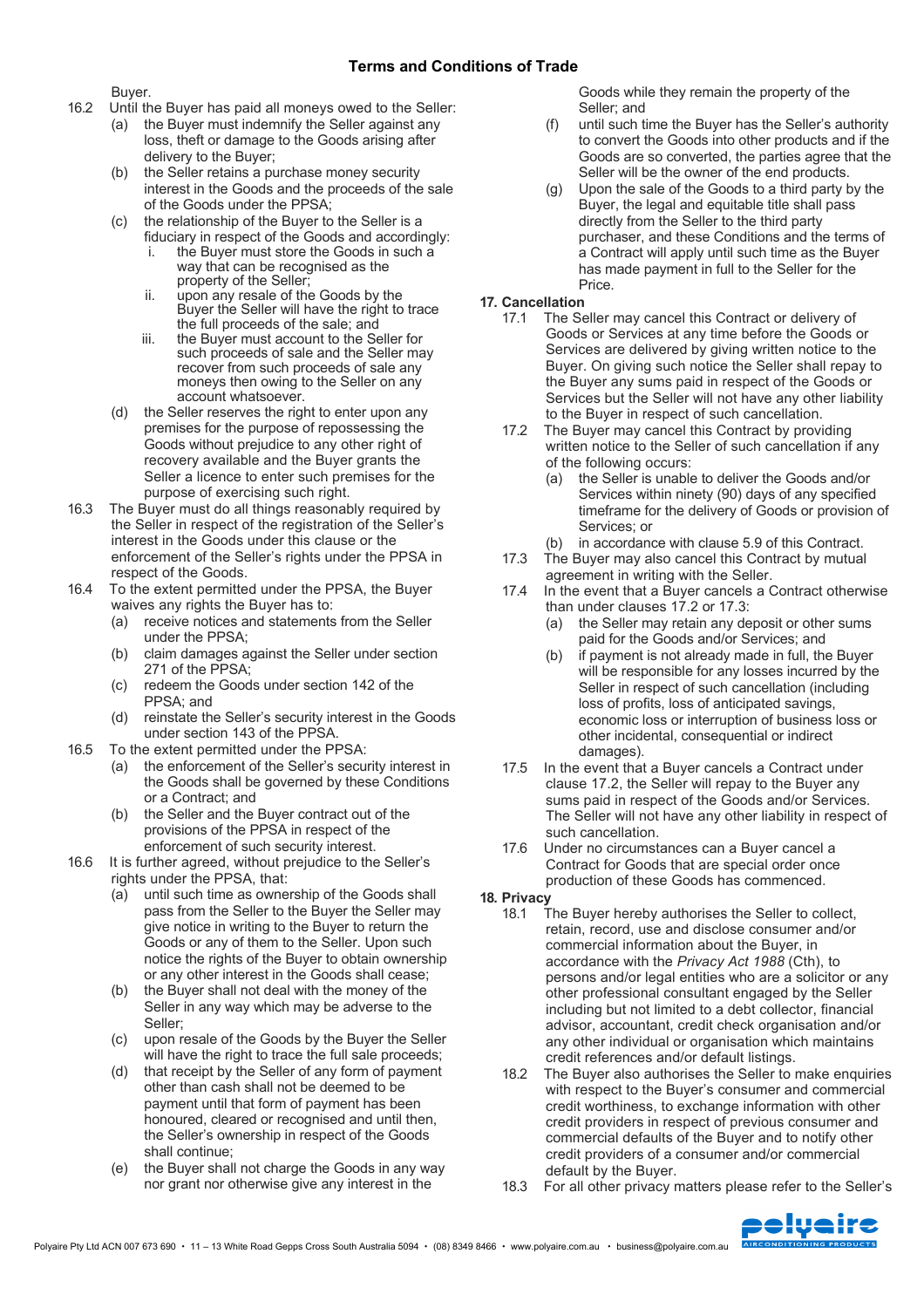Buyer.

16.2 Until the Buyer has paid all moneys owed to the Seller:
  - (a) the Buyer must indemnify the Seller against any loss, theft or damage to the Goods arising after delivery to the Buyer;
  - (b) the Seller retains a purchase money security interest in the Goods and the proceeds of the sale of the Goods under the PPSA;
  - (c) the relationship of the Buyer to the Seller is a fiduciary in respect of the Goods and accordingly:
    - i. the Buyer must store the Goods in such a way that can be recognised as the property of the Seller;
    - ii. upon any resale of the Goods by the Buyer the Seller will have the right to trace the full proceeds of the sale; and
    - iii. the Buyer must account to the Seller for such proceeds of sale and the Seller may recover from such proceeds of sale any moneys then owing to the Seller on any account whatsoever.
  - (d) the Seller reserves the right to enter upon any premises for the purpose of repossessing the Goods without prejudice to any other right of recovery available and the Buyer grants the Seller a licence to enter such premises for the purpose of exercising such right.

16.3 The Buyer must do all things reasonably required by the Seller in respect of the registration of the Seller's interest in the Goods under this clause or the enforcement of the Seller's rights under the PPSA in respect of the Goods.

16.4 To the extent permitted under the PPSA, the Buyer waives any rights the Buyer has to:
  - (a) receive notices and statements from the Seller under the PPSA;
  - (b) claim damages against the Seller under section 271 of the PPSA;
  - (c) redeem the Goods under section 142 of the PPSA; and
  - (d) reinstate the Seller's security interest in the Goods under section 143 of the PPSA.

16.5 To the extent permitted under the PPSA:
  - (a) the enforcement of the Seller's security interest in the Goods shall be governed by these Conditions or a Contract; and
  - (b) the Seller and the Buyer contract out of the provisions of the PPSA in respect of the enforcement of such security interest.

16.6 It is further agreed, without prejudice to the Seller's rights under the PPSA, that:
  - (a) until such time as ownership of the Goods shall pass from the Seller to the Buyer the Seller may give notice in writing to the Buyer to return the Goods or any of them to the Seller. Upon such notice the rights of the Buyer to obtain ownership or any other interest in the Goods shall cease;
  - (b) the Buyer shall not deal with the money of the Seller in any way which may be adverse to the Seller;
  - (c) upon resale of the Goods by the Buyer the Seller will have the right to trace the full sale proceeds;
  - (d) that receipt by the Seller of any form of payment other than cash shall not be deemed to be payment until that form of payment has been honoured, cleared or recognised and until then, the Seller's ownership in respect of the Goods shall continue;
  - (e) the Buyer shall not charge the Goods in any way nor grant nor otherwise give any interest in the Goods while they remain the property of the Seller; and
  - (f) until such time the Buyer has the Seller's authority to convert the Goods into other products and if the Goods are so converted, the parties agree that the Seller will be the owner of the end products.
  - (g) Upon the sale of the Goods to a third party by the Buyer, the legal and equitable title shall pass directly from the Seller to the third party purchaser, and these Conditions and the terms of a Contract will apply until such time as the Buyer has made payment in full to the Seller for the Price.

## 17. Cancellation

17.1 The Seller may cancel this Contract or delivery of Goods or Services at any time before the Goods or Services are delivered by giving written notice to the Buyer. On giving such notice the Seller shall repay to the Buyer any sums paid in respect of the Goods or Services but the Seller will not have any other liability to the Buyer in respect of such cancellation.

17.2 The Buyer may cancel this Contract by providing written notice to the Seller of such cancellation if any of the following occurs:
  - (a) the Seller is unable to deliver the Goods and/or Services within ninety (90) days of any specified timeframe for the delivery of Goods or provision of Services; or
  - (b) in accordance with clause 5.9 of this Contract.

17.3 The Buyer may also cancel this Contract by mutual agreement in writing with the Seller.

17.4 In the event that a Buyer cancels a Contract otherwise than under clauses 17.2 or 17.3:
  - (a) the Seller may retain any deposit or other sums paid for the Goods and/or Services; and
  - (b) if payment is not already made in full, the Buyer will be responsible for any losses incurred by the Seller in respect of such cancellation (including loss of profits, loss of anticipated savings, economic loss or interruption of business loss or other incidental, consequential or indirect damages).

17.5 In the event that a Buyer cancels a Contract under clause 17.2, the Seller will repay to the Buyer any sums paid in respect of the Goods and/or Services. The Seller will not have any other liability in respect of such cancellation.

17.6 Under no circumstances can a Buyer cancel a Contract for Goods that are special order once production of these Goods has commenced.

## 18. Privacy

18.1 The Buyer hereby authorises the Seller to collect, retain, record, use and disclose consumer and/or commercial information about the Buyer, in accordance with the *Privacy Act 1988* (Cth), to persons and/or legal entities who are a solicitor or any other professional consultant engaged by the Seller including but not limited to a debt collector, financial advisor, accountant, credit check organisation and/or any other individual or organisation which maintains credit references and/or default listings.

18.2 The Buyer also authorises the Seller to make enquiries with respect to the Buyer's consumer and commercial credit worthiness, to exchange information with other credit providers in respect of previous consumer and commercial defaults of the Buyer and to notify other credit providers of a consumer and/or commercial default by the Buyer.

18.3 For all other privacy matters please refer to the Seller's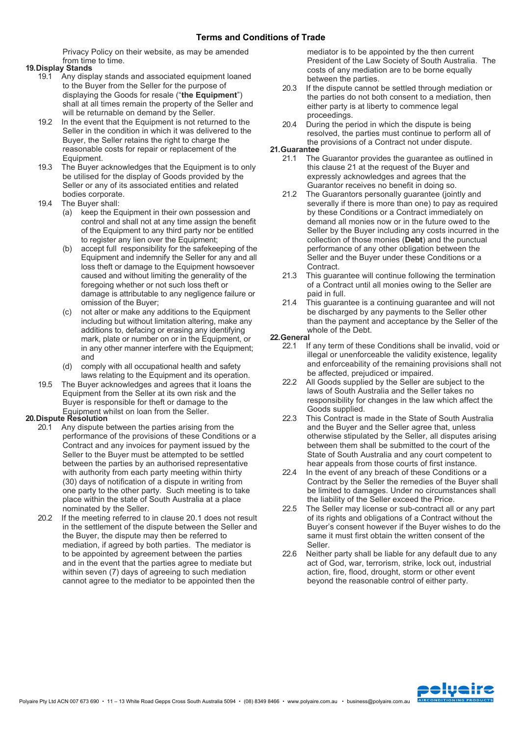Privacy Policy on their website, as may be amended from time to time.

## 19. Display Stands

19.1 Any display stands and associated equipment loaned to the Buyer from the Seller for the purpose of displaying the Goods for resale ("**the Equipment**") shall at all times remain the property of the Seller and will be returnable on demand by the Seller.

19.2 In the event that the Equipment is not returned to the Seller in the condition in which it was delivered to the Buyer, the Seller retains the right to charge the reasonable costs for repair or replacement of the Equipment.

19.3 The Buyer acknowledges that the Equipment is to only be utilised for the display of Goods provided by the Seller or any of its associated entities and related bodies corporate.

19.4 The Buyer shall:

(a) keep the Equipment in their own possession and control and shall not at any time assign the benefit of the Equipment to any third party nor be entitled to register any lien over the Equipment;

(b) accept full responsibility for the safekeeping of the Equipment and indemnify the Seller for any and all loss theft or damage to the Equipment howsoever caused and without limiting the generality of the foregoing whether or not such loss theft or damage is attributable to any negligence failure or omission of the Buyer;

(c) not alter or make any additions to the Equipment including but without limitation altering, make any additions to, defacing or erasing any identifying mark, plate or number on or in the Equipment, or in any other manner interfere with the Equipment; and

(d) comply with all occupational health and safety laws relating to the Equipment and its operation.

19.5 The Buyer acknowledges and agrees that it loans the Equipment from the Seller at its own risk and the Buyer is responsible for theft or damage to the Equipment whilst on loan from the Seller.

## 20. Dispute Resolution

20.1 Any dispute between the parties arising from the performance of the provisions of these Conditions or a Contract and any invoices for payment issued by the Seller to the Buyer must be attempted to be settled between the parties by an authorised representative with authority from each party meeting within thirty (30) days of notification of a dispute in writing from one party to the other party. Such meeting is to take place within the state of South Australia at a place nominated by the Seller.

20.2 If the meeting referred to in clause 20.1 does not result in the settlement of the dispute between the Seller and the Buyer, the dispute may then be referred to mediation, if agreed by both parties. The mediator is to be appointed by agreement between the parties and in the event that the parties agree to mediate but within seven (7) days of agreeing to such mediation cannot agree to the mediator to be appointed then the mediator is to be appointed by the then current President of the Law Society of South Australia. The costs of any mediation are to be borne equally between the parties.

20.3 If the dispute cannot be settled through mediation or the parties do not both consent to a mediation, then either party is at liberty to commence legal proceedings.

20.4 During the period in which the dispute is being resolved, the parties must continue to perform all of the provisions of a Contract not under dispute.

## 21. Guarantee

21.1 The Guarantor provides the guarantee as outlined in this clause 21 at the request of the Buyer and expressly acknowledges and agrees that the Guarantor receives no benefit in doing so.

21.2 The Guarantors personally guarantee (jointly and severally if there is more than one) to pay as required by these Conditions or a Contract immediately on demand all monies now or in the future owed to the Seller by the Buyer including any costs incurred in the collection of those monies (**Debt**) and the punctual performance of any other obligation between the Seller and the Buyer under these Conditions or a Contract.

21.3 This guarantee will continue following the termination of a Contract until all monies owing to the Seller are paid in full.

21.4 This guarantee is a continuing guarantee and will not be discharged by any payments to the Seller other than the payment and acceptance by the Seller of the whole of the Debt.

## 22. General

22.1 If any term of these Conditions shall be invalid, void or illegal or unenforceable the validity existence, legality and enforceability of the remaining provisions shall not be affected, prejudiced or impaired.

22.2 All Goods supplied by the Seller are subject to the laws of South Australia and the Seller takes no responsibility for changes in the law which affect the Goods supplied.

22.3 This Contract is made in the State of South Australia and the Buyer and the Seller agree that, unless otherwise stipulated by the Seller, all disputes arising between them shall be submitted to the court of the State of South Australia and any court competent to hear appeals from those courts of first instance.

22.4 In the event of any breach of these Conditions or a Contract by the Seller the remedies of the Buyer shall be limited to damages. Under no circumstances shall the liability of the Seller exceed the Price.

22.5 The Seller may license or sub-contract all or any part of its rights and obligations of a Contract without the Buyer's consent however if the Buyer wishes to do the same it must first obtain the written consent of the Seller.

22.6 Neither party shall be liable for any default due to any act of God, war, terrorism, strike, lock out, industrial action, fire, flood, drought, storm or other event beyond the reasonable control of either party.